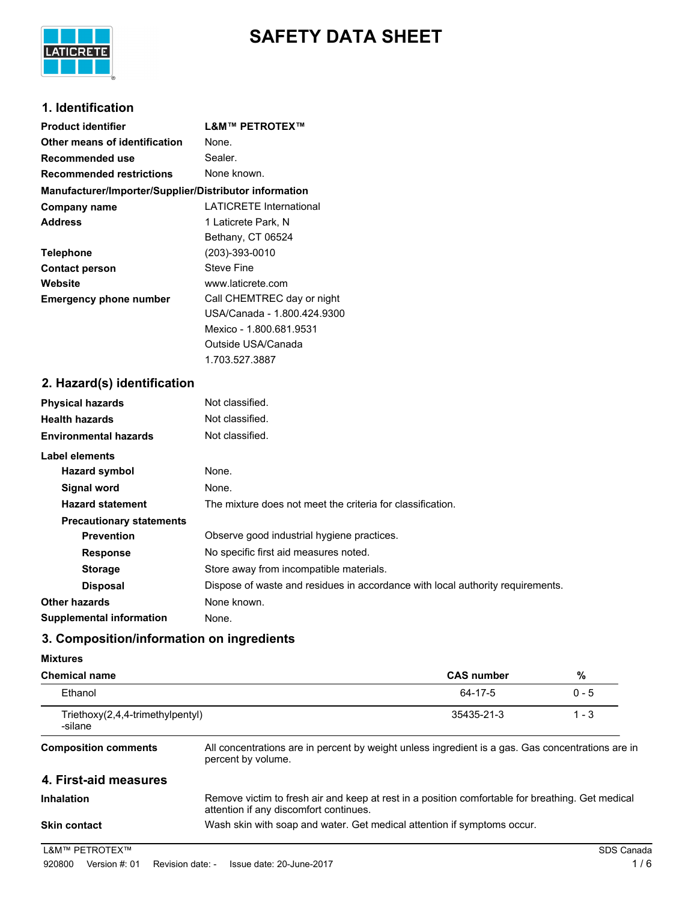# SAFETY DATA SHEET

## 1. Identification

| | |
|---|---|
| **Product identifier** | **L&M™ PETROTEX™** |
| **Other means of identification** | None. |
| **Recommended use** | Sealer. |
| **Recommended restrictions** | None known. |

**Manufacturer/Importer/Supplier/Distributor information**

| | |
|---|---|
| **Company name** | LATICRETE International |
| **Address** | 1 Laticrete Park, N<br>Bethany, CT 06524 |
| **Telephone** | (203)-393-0010 |
| **Contact person** | Steve Fine |
| **Website** | www.laticrete.com |
| **Emergency phone number** | Call CHEMTREC day or night<br>USA/Canada - 1.800.424.9300<br>Mexico - 1.800.681.9531<br>Outside USA/Canada<br>1.703.527.3887 |

## 2. Hazard(s) identification

| | |
|---|---|
| **Physical hazards** | Not classified. |
| **Health hazards** | Not classified. |
| **Environmental hazards** | Not classified. |

**Label elements**

| | |
|---|---|
| **Hazard symbol** | None. |
| **Signal word** | None. |
| **Hazard statement** | The mixture does not meet the criteria for classification. |

**Precautionary statements**

| | |
|---|---|
| **Prevention** | Observe good industrial hygiene practices. |
| **Response** | No specific first aid measures noted. |
| **Storage** | Store away from incompatible materials. |
| **Disposal** | Dispose of waste and residues in accordance with local authority requirements. |
| **Other hazards** | None known. |
| **Supplemental information** | None. |

## 3. Composition/information on ingredients

**Mixtures**

| Chemical name | CAS number | % |
|---|---|---|
| Ethanol | 64-17-5 | 0 - 5 |
| Triethoxy(2,4,4-trimethylpentyl)-silane | 35435-21-3 | 1 - 3 |

**Composition comments** All concentrations are in percent by weight unless ingredient is a gas. Gas concentrations are in percent by volume.

## 4. First-aid measures

| | |
|---|---|
| **Inhalation** | Remove victim to fresh air and keep at rest in a position comfortable for breathing. Get medical attention if any discomfort continues. |
| **Skin contact** | Wash skin with soap and water. Get medical attention if symptoms occur. |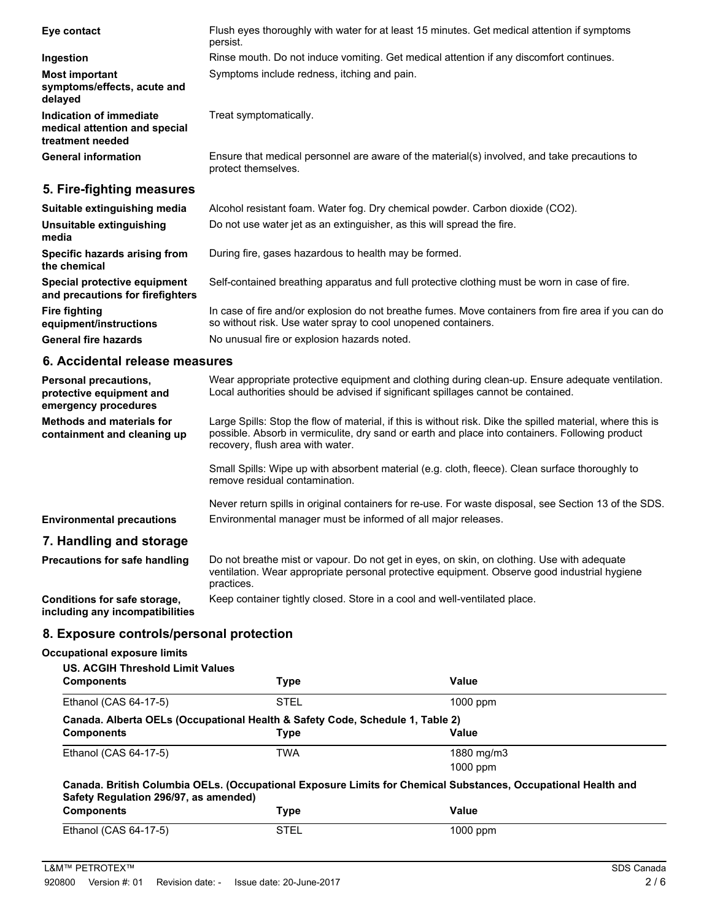| | |
|---|---|
| **Eye contact** | Flush eyes thoroughly with water for at least 15 minutes. Get medical attention if symptoms persist. |
| **Ingestion** | Rinse mouth. Do not induce vomiting. Get medical attention if any discomfort continues. |
| **Most important symptoms/effects, acute and delayed** | Symptoms include redness, itching and pain. |
| **Indication of immediate medical attention and special treatment needed** | Treat symptomatically. |
| **General information** | Ensure that medical personnel are aware of the material(s) involved, and take precautions to protect themselves. |

## 5. Fire-fighting measures

| | |
|---|---|
| **Suitable extinguishing media** | Alcohol resistant foam. Water fog. Dry chemical powder. Carbon dioxide ($CO_2$). |
| **Unsuitable extinguishing media** | Do not use water jet as an extinguisher, as this will spread the fire. |
| **Specific hazards arising from the chemical** | During fire, gases hazardous to health may be formed. |
| **Special protective equipment and precautions for firefighters** | Self-contained breathing apparatus and full protective clothing must be worn in case of fire. |
| **Fire fighting equipment/instructions** | In case of fire and/or explosion do not breathe fumes. Move containers from fire area if you can do so without risk. Use water spray to cool unopened containers. |
| **General fire hazards** | No unusual fire or explosion hazards noted. |

## 6. Accidental release measures

| | |
|---|---|
| **Personal precautions, protective equipment and emergency procedures** | Wear appropriate protective equipment and clothing during clean-up. Ensure adequate ventilation. Local authorities should be advised if significant spillages cannot be contained. |
| **Methods and materials for containment and cleaning up** | Large Spills: Stop the flow of material, if this is without risk. Dike the spilled material, where this is possible. Absorb in vermiculite, dry sand or earth and place into containers. Following product recovery, flush area with water.<br><br>Small Spills: Wipe up with absorbent material (e.g. cloth, fleece). Clean surface thoroughly to remove residual contamination.<br><br>Never return spills in original containers for re-use. For waste disposal, see Section 13 of the SDS. |
| **Environmental precautions** | Environmental manager must be informed of all major releases. |

## 7. Handling and storage

| | |
|---|---|
| **Precautions for safe handling** | Do not breathe mist or vapour. Do not get in eyes, on skin, on clothing. Use with adequate ventilation. Wear appropriate personal protective equipment. Observe good industrial hygiene practices. |
| **Conditions for safe storage, including any incompatibilities** | Keep container tightly closed. Store in a cool and well-ventilated place. |

## 8. Exposure controls/personal protection

**Occupational exposure limits**

**US. ACGIH Threshold Limit Values**

| Components | Type | Value |
|---|---|---|
| Ethanol (CAS 64-17-5) | STEL | 1000 ppm |

**Canada. Alberta OELs (Occupational Health & Safety Code, Schedule 1, Table 2)**

| Components | Type | Value |
|---|---|---|
| Ethanol (CAS 64-17-5) | TWA | 1880 mg/m3 |
| | | 1000 ppm |

**Canada. British Columbia OELs. (Occupational Exposure Limits for Chemical Substances, Occupational Health and Safety Regulation 296/97, as amended)**

| Components | Type | Value |
|---|---|---|
| Ethanol (CAS 64-17-5) | STEL | 1000 ppm |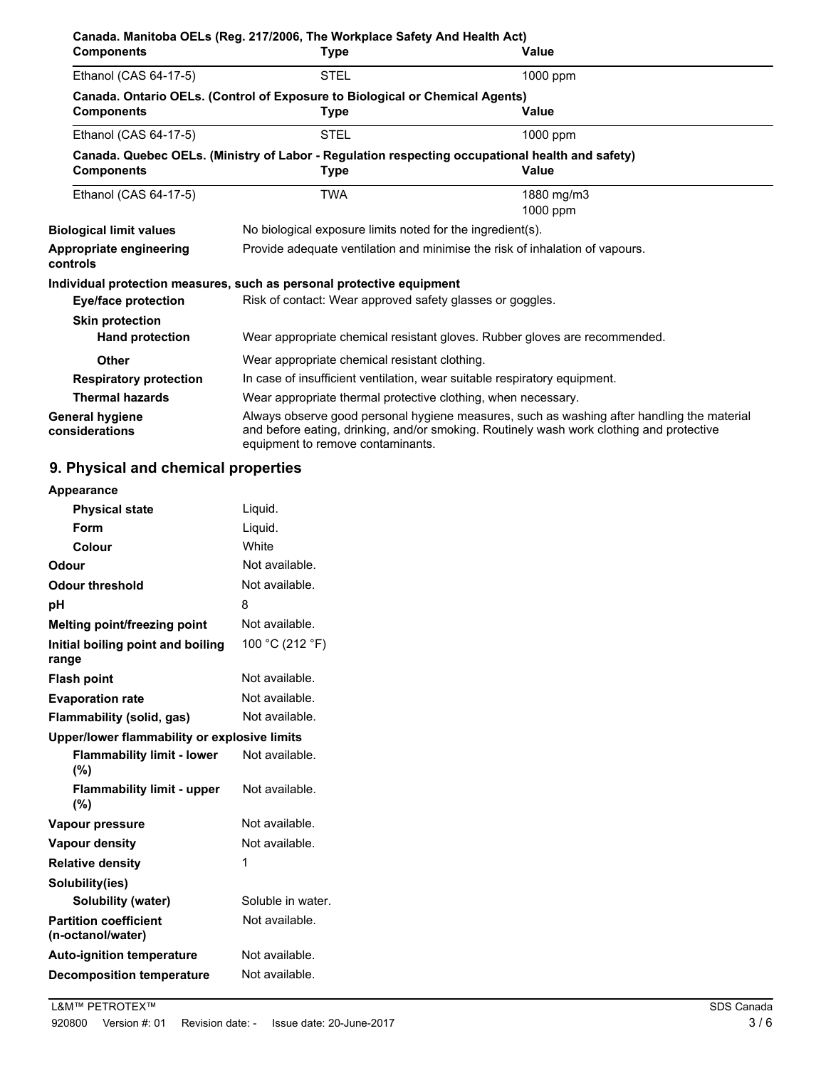**Canada. Manitoba OELs (Reg. 217/2006, The Workplace Safety And Health Act)**

| Components | Type | Value |
| --- | --- | --- |
| Ethanol (CAS 64-17-5) | STEL | 1000 ppm |

**Canada. Ontario OELs. (Control of Exposure to Biological or Chemical Agents)**

| Components | Type | Value |
| --- | --- | --- |
| Ethanol (CAS 64-17-5) | STEL | 1000 ppm |

**Canada. Quebec OELs. (Ministry of Labor - Regulation respecting occupational health and safety)**

| Components | Type | Value |
| --- | --- | --- |
| Ethanol (CAS 64-17-5) | TWA | 1880 mg/m3 |
| | | 1000 ppm |

**Biological limit values** No biological exposure limits noted for the ingredient(s).

**Appropriate engineering controls** Provide adequate ventilation and minimise the risk of inhalation of vapours.

**Individual protection measures, such as personal protective equipment**

**Eye/face protection** Risk of contact: Wear approved safety glasses or goggles.

**Skin protection**

**Hand protection** Wear appropriate chemical resistant gloves. Rubber gloves are recommended.

**Other** Wear appropriate chemical resistant clothing.

**Respiratory protection** In case of insufficient ventilation, wear suitable respiratory equipment.

**Thermal hazards** Wear appropriate thermal protective clothing, when necessary.

**General hygiene considerations** Always observe good personal hygiene measures, such as washing after handling the material and before eating, drinking, and/or smoking. Routinely wash work clothing and protective equipment to remove contaminants.

## 9. Physical and chemical properties

**Appearance**

| | |
| --- | --- |
| **Physical state** | Liquid. |
| **Form** | Liquid. |
| **Colour** | White |
| **Odour** | Not available. |
| **Odour threshold** | Not available. |
| **pH** | 8 |
| **Melting point/freezing point** | Not available. |
| **Initial boiling point and boiling range** | 100 °C (212 °F) |
| **Flash point** | Not available. |
| **Evaporation rate** | Not available. |
| **Flammability (solid, gas)** | Not available. |
| **Upper/lower flammability or explosive limits** | |
| **Flammability limit - lower (%)** | Not available. |
| **Flammability limit - upper (%)** | Not available. |
| **Vapour pressure** | Not available. |
| **Vapour density** | Not available. |
| **Relative density** | 1 |
| **Solubility(ies)** | |
| **Solubility (water)** | Soluble in water. |
| **Partition coefficient (n-octanol/water)** | Not available. |
| **Auto-ignition temperature** | Not available. |
| **Decomposition temperature** | Not available. |

L&M™ PETROTEX™ 920800 Version #: 01 Revision date: - Issue date: 20-June-2017 SDS Canada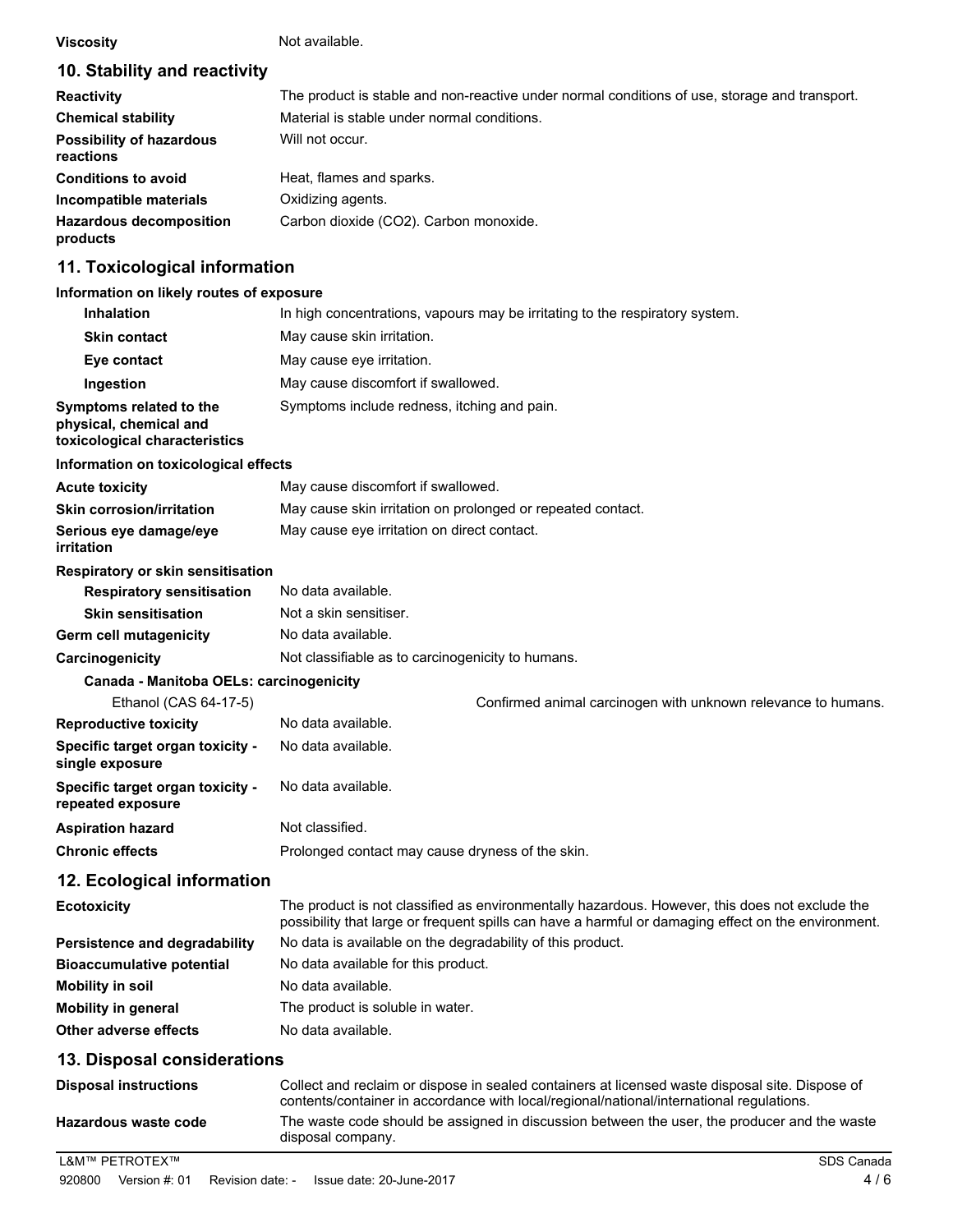**Viscosity** Not available.

## 10. Stability and reactivity

| | |
|---|---|
| **Reactivity** | The product is stable and non-reactive under normal conditions of use, storage and transport. |
| **Chemical stability** | Material is stable under normal conditions. |
| **Possibility of hazardous reactions** | Will not occur. |
| **Conditions to avoid** | Heat, flames and sparks. |
| **Incompatible materials** | Oxidizing agents. |
| **Hazardous decomposition products** | Carbon dioxide ($CO_2$). Carbon monoxide. |

## 11. Toxicological information

**Information on likely routes of exposure**

| | |
|---|---|
| **Inhalation** | In high concentrations, vapours may be irritating to the respiratory system. |
| **Skin contact** | May cause skin irritation. |
| **Eye contact** | May cause eye irritation. |
| **Ingestion** | May cause discomfort if swallowed. |
| **Symptoms related to the physical, chemical and toxicological characteristics** | Symptoms include redness, itching and pain. |

**Information on toxicological effects**

| | |
|---|---|
| **Acute toxicity** | May cause discomfort if swallowed. |
| **Skin corrosion/irritation** | May cause skin irritation on prolonged or repeated contact. |
| **Serious eye damage/eye irritation** | May cause eye irritation on direct contact. |

**Respiratory or skin sensitisation**

| | |
|---|---|
| **Respiratory sensitisation** | No data available. |
| **Skin sensitisation** | Not a skin sensitiser. |
| **Germ cell mutagenicity** | No data available. |
| **Carcinogenicity** | Not classifiable as to carcinogenicity to humans. |

**Canada - Manitoba OELs: carcinogenicity**

| | |
|---|---|
| Ethanol (CAS 64-17-5) | Confirmed animal carcinogen with unknown relevance to humans. |

| | |
|---|---|
| **Reproductive toxicity** | No data available. |
| **Specific target organ toxicity - single exposure** | No data available. |
| **Specific target organ toxicity - repeated exposure** | No data available. |
| **Aspiration hazard** | Not classified. |
| **Chronic effects** | Prolonged contact may cause dryness of the skin. |

## 12. Ecological information

| | |
|---|---|
| **Ecotoxicity** | The product is not classified as environmentally hazardous. However, this does not exclude the possibility that large or frequent spills can have a harmful or damaging effect on the environment. |
| **Persistence and degradability** | No data is available on the degradability of this product. |
| **Bioaccumulative potential** | No data available for this product. |
| **Mobility in soil** | No data available. |
| **Mobility in general** | The product is soluble in water. |
| **Other adverse effects** | No data available. |

## 13. Disposal considerations

| | |
|---|---|
| **Disposal instructions** | Collect and reclaim or dispose in sealed containers at licensed waste disposal site. Dispose of contents/container in accordance with local/regional/national/international regulations. |
| **Hazardous waste code** | The waste code should be assigned in discussion between the user, the producer and the waste disposal company. |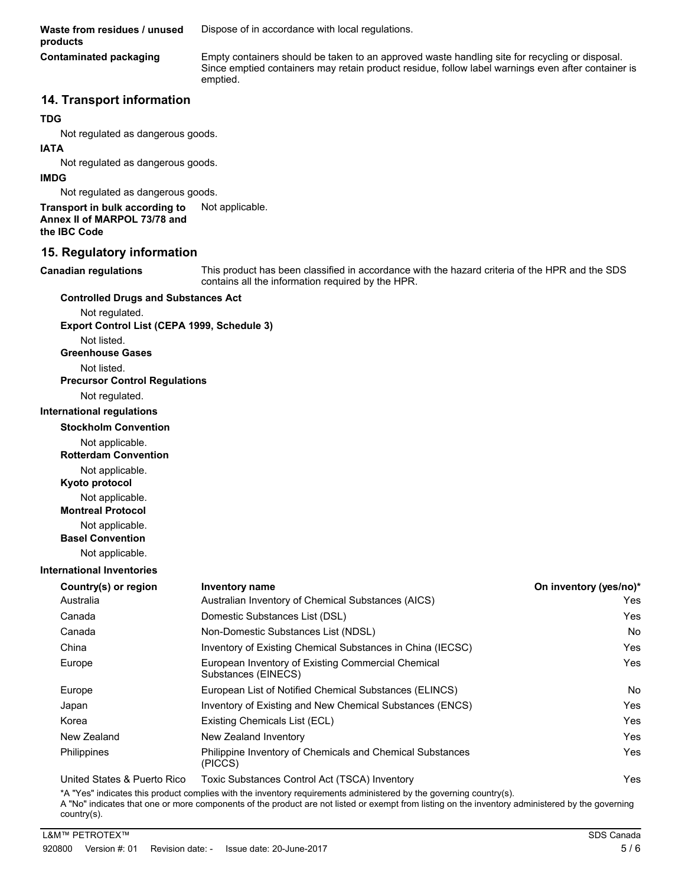**Waste from residues / unused products** Dispose of in accordance with local regulations.

**Contaminated packaging** Empty containers should be taken to an approved waste handling site for recycling or disposal. Since emptied containers may retain product residue, follow label warnings even after container is emptied.

## 14. Transport information

**TDG**

Not regulated as dangerous goods.

**IATA**

Not regulated as dangerous goods.

**IMDG**

Not regulated as dangerous goods.

**Transport in bulk according to Annex II of MARPOL 73/78 and the IBC Code** Not applicable.

## 15. Regulatory information

**Canadian regulations** This product has been classified in accordance with the hazard criteria of the HPR and the SDS contains all the information required by the HPR.

**Controlled Drugs and Substances Act**

Not regulated.

**Export Control List (CEPA 1999, Schedule 3)**

Not listed.

**Greenhouse Gases**

Not listed.

**Precursor Control Regulations**

Not regulated.

**International regulations**

**Stockholm Convention**

Not applicable.

**Rotterdam Convention**

Not applicable.

**Kyoto protocol**

Not applicable.

**Montreal Protocol**

Not applicable.

**Basel Convention**

Not applicable.

**International Inventories**

| Country(s) or region | Inventory name | On inventory (yes/no)* |
|---|---|---|
| Australia | Australian Inventory of Chemical Substances (AICS) | Yes |
| Canada | Domestic Substances List (DSL) | Yes |
| Canada | Non-Domestic Substances List (NDSL) | No |
| China | Inventory of Existing Chemical Substances in China (IECSC) | Yes |
| Europe | European Inventory of Existing Commercial Chemical Substances (EINECS) | Yes |
| Europe | European List of Notified Chemical Substances (ELINCS) | No |
| Japan | Inventory of Existing and New Chemical Substances (ENCS) | Yes |
| Korea | Existing Chemicals List (ECL) | Yes |
| New Zealand | New Zealand Inventory | Yes |
| Philippines | Philippine Inventory of Chemicals and Chemical Substances (PICCS) | Yes |
| United States & Puerto Rico | Toxic Substances Control Act (TSCA) Inventory | Yes |

*A "Yes" indicates this product complies with the inventory requirements administered by the governing country(s).
A "No" indicates that one or more components of the product are not listed or exempt from listing on the inventory administered by the governing country(s).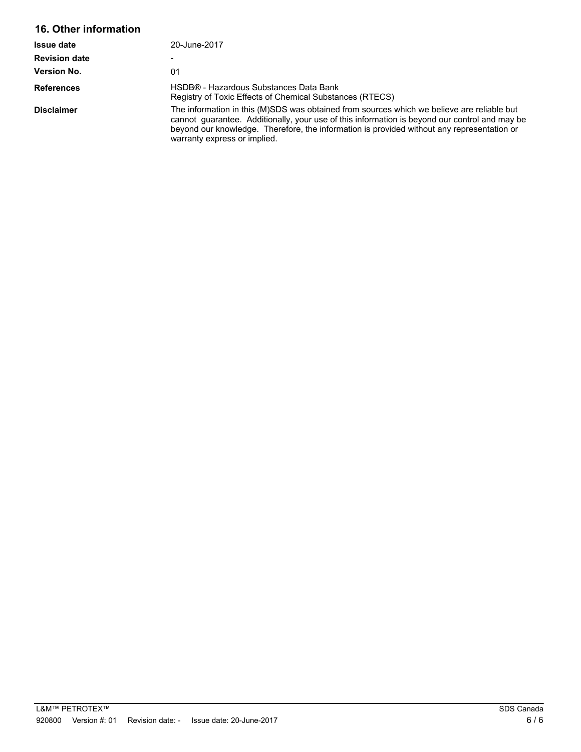## 16. Other information

| | |
|---|---|
| **Issue date** | 20-June-2017 |
| **Revision date** | - |
| **Version No.** | 01 |
| **References** | HSDB® - Hazardous Substances Data Bank<br>Registry of Toxic Effects of Chemical Substances (RTECS) |
| **Disclaimer** | The information in this (M)SDS was obtained from sources which we believe are reliable but cannot guarantee. Additionally, your use of this information is beyond our control and may be beyond our knowledge. Therefore, the information is provided without any representation or warranty express or implied. |